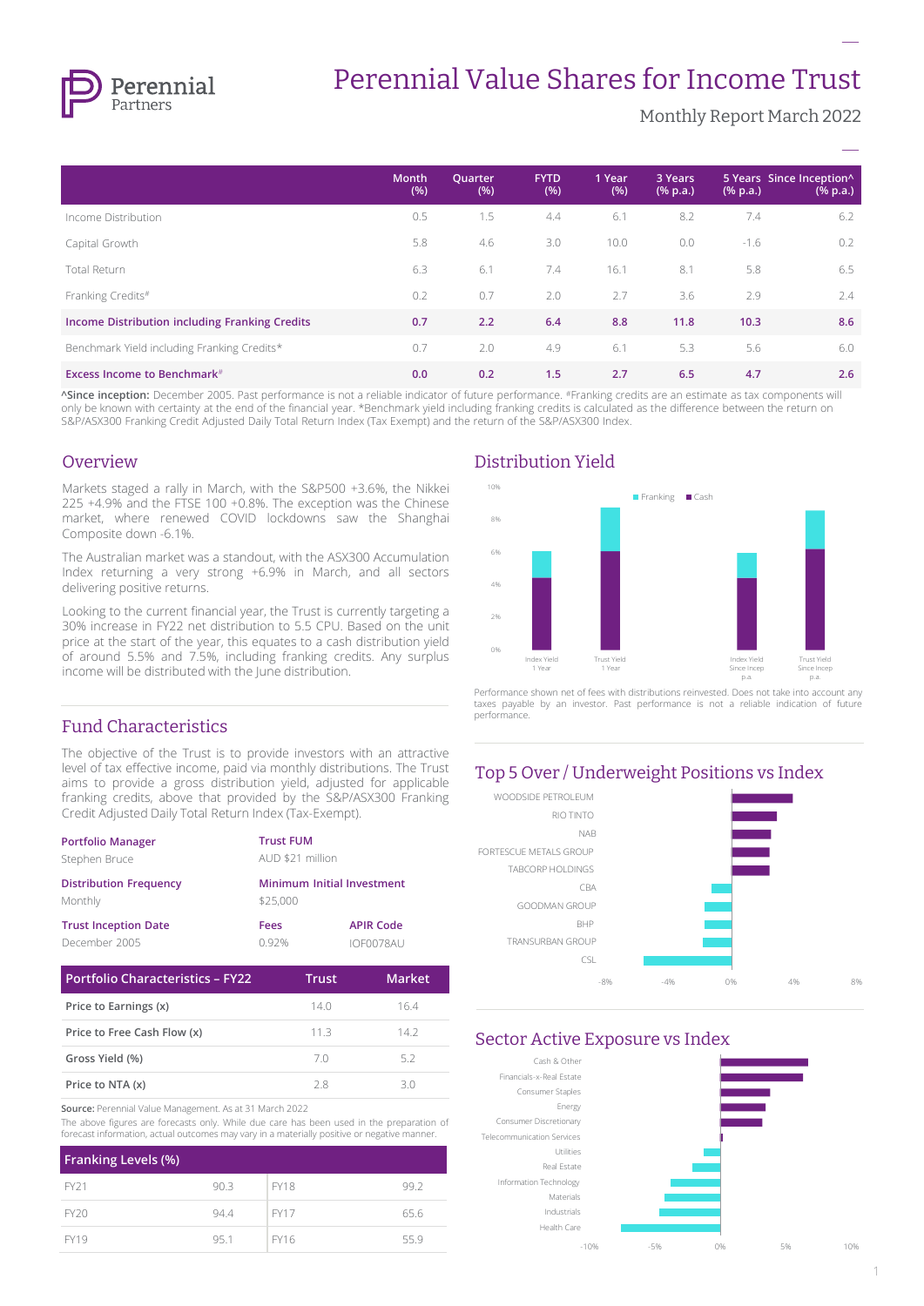# Perennial Value Shares for Income Trust

Monthly Report March 2022

| | Month (%) | Quarter (%) | FYTD (%) | 1 Year (%) | 3 Years (% p.a.) | 5 Years (% p.a.) | Since Inception^ (% p.a.) |
|---|---|---|---|---|---|---|---|
| Income Distribution | 0.5 | 1.5 | 4.4 | 6.1 | 8.2 | 7.4 | 6.2 |
| Capital Growth | 5.8 | 4.6 | 3.0 | 10.0 | 0.0 | -1.6 | 0.2 |
| Total Return | 6.3 | 6.1 | 7.4 | 16.1 | 8.1 | 5.8 | 6.5 |
| Franking Credits# | 0.2 | 0.7 | 2.0 | 2.7 | 3.6 | 2.9 | 2.4 |
| **Income Distribution including Franking Credits** | **0.7** | **2.2** | **6.4** | **8.8** | **11.8** | **10.3** | **8.6** |
| Benchmark Yield including Franking Credits* | 0.7 | 2.0 | 4.9 | 6.1 | 5.3 | 5.6 | 6.0 |
| **Excess Income to Benchmark#** | **0.0** | **0.2** | **1.5** | **2.7** | **6.5** | **4.7** | **2.6** |

**^Since inception:** December 2005. Past performance is not a reliable indicator of future performance. #Franking credits are an estimate as tax components will only be known with certainty at the end of the financial year. *Benchmark yield including franking credits is calculated as the difference between the return on S&P/ASX300 Franking Credit Adjusted Daily Total Return Index (Tax Exempt) and the return of the S&P/ASX300 Index.

## Overview

Markets staged a rally in March, with the S&P500 +3.6%, the Nikkei 225 +4.9% and the FTSE 100 +0.8%. The exception was the Chinese market, where renewed COVID lockdowns saw the Shanghai Composite down -6.1%.

The Australian market was a standout, with the ASX300 Accumulation Index returning a very strong +6.9% in March, and all sectors delivering positive returns.

Looking to the current financial year, the Trust is currently targeting a 30% increase in FY22 net distribution to 5.5 CPU. Based on the unit price at the start of the year, this equates to a cash distribution yield of around 5.5% and 7.5%, including franking credits. Any surplus income will be distributed with the June distribution.

## Fund Characteristics

The objective of the Trust is to provide investors with an attractive level of tax effective income, paid via monthly distributions. The Trust aims to provide a gross distribution yield, adjusted for applicable franking credits, above that provided by the S&P/ASX300 Franking Credit Adjusted Daily Total Return Index (Tax-Exempt).

**Portfolio Manager**
Stephen Bruce

**Trust FUM**
AUD $21 million

**Distribution Frequency**
Monthly

**Minimum Initial Investment**
$25,000

**Trust Inception Date**
December 2005

**Fees**
0.92%

**APIR Code**
IOF0078AU

| Portfolio Characteristics – FY22 | Trust | Market |
|---|---|---|
| Price to Earnings (x) | 14.0 | 16.4 |
| Price to Free Cash Flow (x) | 11.3 | 14.2 |
| Gross Yield (%) | 7.0 | 5.2 |
| Price to NTA (x) | 2.8 | 3.0 |

**Source:** Perennial Value Management. As at 31 March 2022

The above figures are forecasts only. While due care has been used in the preparation of forecast information, actual outcomes may vary in a materially positive or negative manner.

| Franking Levels (%) | | | |
|---|---|---|---|
| FY21 | 90.3 | FY18 | 99.2 |
| FY20 | 94.4 | FY17 | 65.6 |
| FY19 | 95.1 | FY16 | 55.9 |

## Distribution Yield

Performance shown net of fees with distributions reinvested. Does not take into account any taxes payable by an investor. Past performance is not a reliable indication of future performance.

## Top 5 Over / Underweight Positions vs Index

## Sector Active Exposure vs Index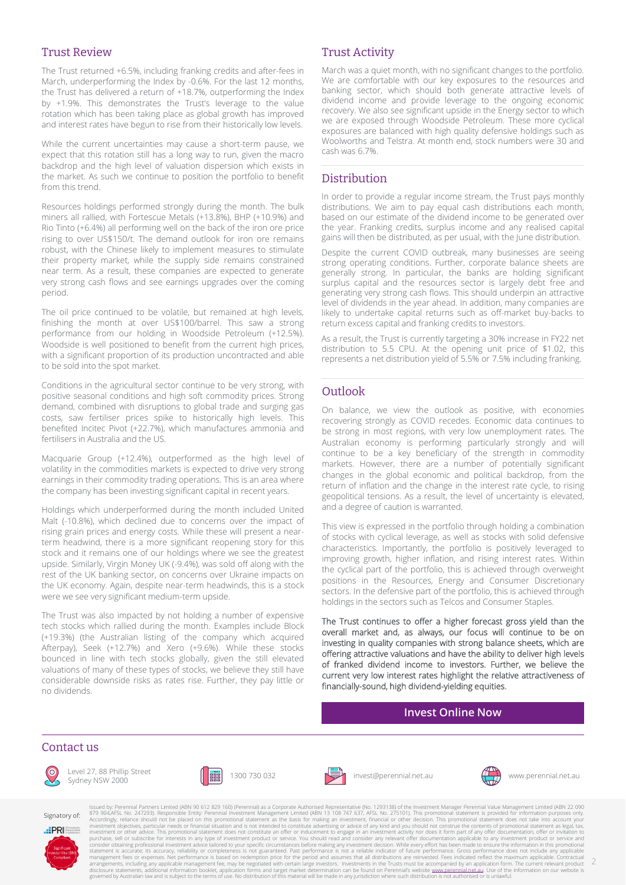## Trust Review

The Trust returned +6.5%, including franking credits and after-fees in March, underperforming the Index by -0.6%. For the last 12 months, the Trust has delivered a return of +18.7%, outperforming the Index by +1.9%. This demonstrates the Trust's leverage to the value rotation which has been taking place as global growth has improved and interest rates have begun to rise from their historically low levels.

While the current uncertainties may cause a short-term pause, we expect that this rotation still has a long way to run, given the macro backdrop and the high level of valuation dispersion which exists in the market. As such we continue to position the portfolio to benefit from this trend.

Resources holdings performed strongly during the month. The bulk miners all rallied, with Fortescue Metals (+13.8%), BHP (+10.9%) and Rio Tinto (+6.4%) all performing well on the back of the iron ore price rising to over US$150/t. The demand outlook for iron ore remains robust, with the Chinese likely to implement measures to stimulate their property market, while the supply side remains constrained near term. As a result, these companies are expected to generate very strong cash flows and see earnings upgrades over the coming period.

The oil price continued to be volatile, but remained at high levels, finishing the month at over US$100/barrel. This saw a strong performance from our holding in Woodside Petroleum (+12.5%). Woodside is well positioned to benefit from the current high prices, with a significant proportion of its production uncontracted and able to be sold into the spot market.

Conditions in the agricultural sector continue to be very strong, with positive seasonal conditions and high soft commodity prices. Strong demand, combined with disruptions to global trade and surging gas costs, saw fertiliser prices spike to historically high levels. This benefited Incitec Pivot (+22.7%), which manufactures ammonia and fertilisers in Australia and the US.

Macquarie Group (+12.4%), outperformed as the high level of volatility in the commodities markets is expected to drive very strong earnings in their commodity trading operations. This is an area where the company has been investing significant capital in recent years.

Holdings which underperformed during the month included United Malt (-10.8%), which declined due to concerns over the impact of rising grain prices and energy costs. While these will present a near-term headwind, there is a more significant reopening story for this stock and it remains one of our holdings where we see the greatest upside. Similarly, Virgin Money UK (-9.4%), was sold off along with the rest of the UK banking sector, on concerns over Ukraine impacts on the UK economy. Again, despite near-term headwinds, this is a stock were we see very significant medium-term upside.

The Trust was also impacted by not holding a number of expensive tech stocks which rallied during the month. Examples include Block (+19.3%) (the Australian listing of the company which acquired Afterpay), Seek (+12.7%) and Xero (+9.6%). While these stocks bounced in line with tech stocks globally, given the still elevated valuations of many of these types of stocks, we believe they still have considerable downside risks as rates rise. Further, they pay little or no dividends.

## Trust Activity

March was a quiet month, with no significant changes to the portfolio. We are comfortable with our key exposures to the resources and banking sector, which should both generate attractive levels of dividend income and provide leverage to the ongoing economic recovery. We also see significant upside in the Energy sector to which we are exposed through Woodside Petroleum. These more cyclical exposures are balanced with high quality defensive holdings such as Woolworths and Telstra. At month end, stock numbers were 30 and cash was 6.7%.

## Distribution

In order to provide a regular income stream, the Trust pays monthly distributions. We aim to pay equal cash distributions each month, based on our estimate of the dividend income to be generated over the year. Franking credits, surplus income and any realised capital gains will then be distributed, as per usual, with the June distribution.

Despite the current COVID outbreak, many businesses are seeing strong operating conditions. Further, corporate balance sheets are generally strong. In particular, the banks are holding significant surplus capital and the resources sector is largely debt free and generating very strong cash flows. This should underpin an attractive level of dividends in the year ahead. In addition, many companies are likely to undertake capital returns such as off-market buy-backs to return excess capital and franking credits to investors.

As a result, the Trust is currently targeting a 30% increase in FY22 net distribution to 5.5 CPU. At the opening unit price of $1.02, this represents a net distribution yield of 5.5% or 7.5% including franking.

## Outlook

On balance, we view the outlook as positive, with economies recovering strongly as COVID recedes. Economic data continues to be strong in most regions, with very low unemployment rates. The Australian economy is performing particularly strongly and will continue to be a key beneficiary of the strength in commodity markets. However, there are a number of potentially significant changes in the global economic and political backdrop, from the return of inflation and the change in the interest rate cycle, to rising geopolitical tensions. As a result, the level of uncertainty is elevated, and a degree of caution is warranted.

This view is expressed in the portfolio through holding a combination of stocks with cyclical leverage, as well as stocks with solid defensive characteristics. Importantly, the portfolio is positively leveraged to improving growth, higher inflation, and rising interest rates. Within the cyclical part of the portfolio, this is achieved through overweight positions in the Resources, Energy and Consumer Discretionary sectors. In the defensive part of the portfolio, this is achieved through holdings in the sectors such as Telcos and Consumer Staples.

The Trust continues to offer a higher forecast gross yield than the overall market and, as always, our focus will continue to be on investing in quality companies with strong balance sheets, which are offering attractive valuations and have the ability to deliver high levels of franked dividend income to investors. Further, we believe the current very low interest rates highlight the relative attractiveness of financially-sound, high dividend-yielding equities.

**Invest Online Now**

## Contact us

Level 27, 88 Phillip Street
Sydney NSW 2000

1300 730 032

invest@perennial.net.au

www.perennial.net.au

Signatory of: PRI Principles for Responsible Investment

Significant Investor Visa (SIV) Compliant

Issued by: Perennial Partners Limited (ABN 90 612 829 160) (Perennial) as a Corporate Authorised Representative (No. 1293138) of the Investment Manager Perennial Value Management Limited (ABN 22 090 879 904,AFSL No. 247293). Responsible Entity: Perennial Investment Management Limited (ABN 13 108 747 637, AFSL No. 275101). This promotional statement is provided for information purposes only. Accordingly, reliance should not be placed on this promotional statement as the basis for making an investment, financial or other decision. This promotional statement does not take into account your investment objectives, particular needs or financial situation and is not intended to constitute advertising or advice of any kind and you should not construe the contents of promotional statement as legal, tax, investment or other advice. This promotional statement does not constitute an offer or inducement to engage in an investment activity nor does it form part of any offer documentation, offer or invitation to purchase, sell or subscribe for interests in any type of investment product or service. You should read and consider any relevant offer documentation applicable to any investment product or service and consider obtaining professional investment advice tailored to your specific circumstances before making any investment decision. While every effort has been made to ensure the information in this promotional statement is accurate; its accuracy, reliability or completeness is not guaranteed. Past performance is not a reliable indicator of future performance. Gross performance does not include any applicable management fees or expenses. Net performance is based on redemption price for the period and assumes that all distributions are reinvested. Fees indicated reflect the maximum applicable. Contractual arrangements, including any applicable management fee, may be negotiated with certain large investors. Investments in the Trusts must be accompanied by an application form. The current relevant product disclosure statements, additional information booklet, application forms and target market determination can be found on Perennial's website www.perennial.net.au. Use of the information on our website is governed by Australian law and is subject to the terms of use. No distribution of this material will be made in any jurisdiction where such distribution is not authorised or is unlawful.